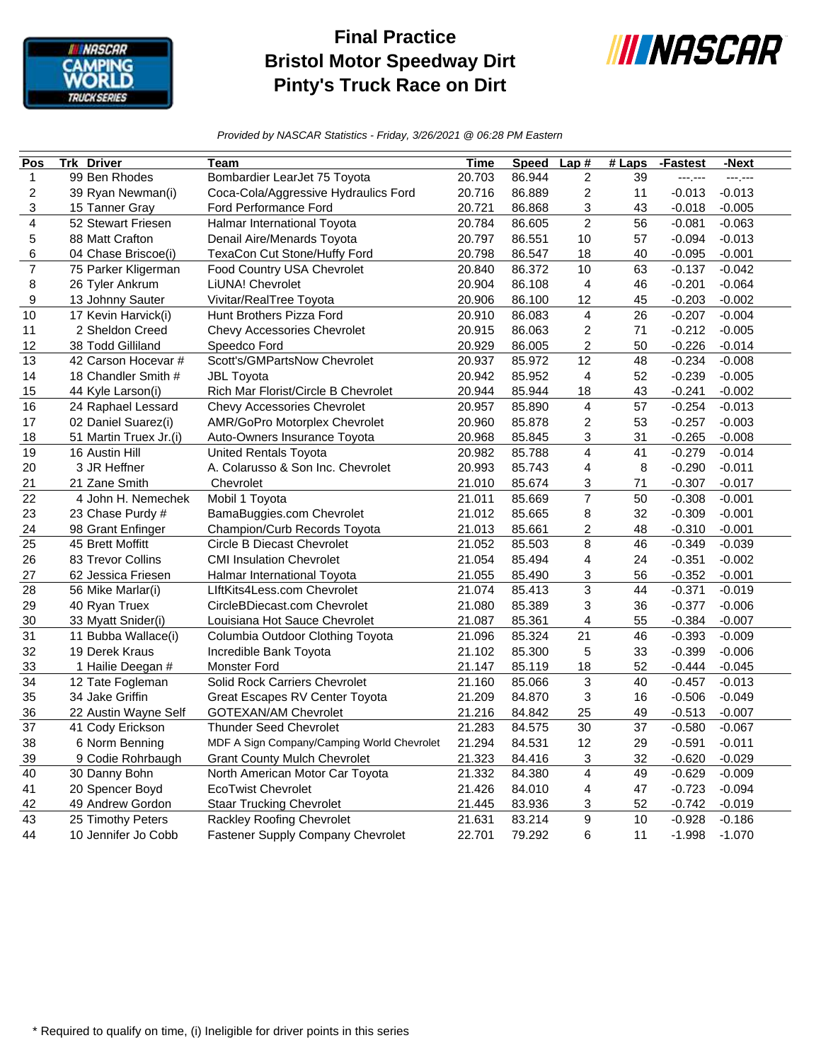# Final Practice
# Bristol Motor Speedway Dirt
# Pinty's Truck Race on Dirt

*Provided by NASCAR Statistics - Friday, 3/26/2021 @ 06:28 PM Eastern*

| Pos | Trk | Driver | Team | Time | Speed | Lap # | # Laps | -Fastest | -Next |
|---|---|---|---|---|---|---|---|---|---|
| 1 | 99 | Ben Rhodes | Bombardier LearJet 75 Toyota | 20.703 | 86.944 | 2 | 39 | ---.--- | ---.--- |
| 2 | 39 | Ryan Newman(i) | Coca-Cola/Aggressive Hydraulics Ford | 20.716 | 86.889 | 2 | 11 | -0.013 | -0.013 |
| 3 | 15 | Tanner Gray | Ford Performance Ford | 20.721 | 86.868 | 3 | 43 | -0.018 | -0.005 |
| 4 | 52 | Stewart Friesen | Halmar International Toyota | 20.784 | 86.605 | 2 | 56 | -0.081 | -0.063 |
| 5 | 88 | Matt Crafton | Denail Aire/Menards Toyota | 20.797 | 86.551 | 10 | 57 | -0.094 | -0.013 |
| 6 | 04 | Chase Briscoe(i) | TexaCon Cut Stone/Huffy Ford | 20.798 | 86.547 | 18 | 40 | -0.095 | -0.001 |
| 7 | 75 | Parker Kligerman | Food Country USA Chevrolet | 20.840 | 86.372 | 10 | 63 | -0.137 | -0.042 |
| 8 | 26 | Tyler Ankrum | LiUNA! Chevrolet | 20.904 | 86.108 | 4 | 46 | -0.201 | -0.064 |
| 9 | 13 | Johnny Sauter | Vivitar/RealTree Toyota | 20.906 | 86.100 | 12 | 45 | -0.203 | -0.002 |
| 10 | 17 | Kevin Harvick(i) | Hunt Brothers Pizza Ford | 20.910 | 86.083 | 4 | 26 | -0.207 | -0.004 |
| 11 | 2 | Sheldon Creed | Chevy Accessories Chevrolet | 20.915 | 86.063 | 2 | 71 | -0.212 | -0.005 |
| 12 | 38 | Todd Gilliland | Speedco Ford | 20.929 | 86.005 | 2 | 50 | -0.226 | -0.014 |
| 13 | 42 | Carson Hocevar # | Scott's/GMPartsNow Chevrolet | 20.937 | 85.972 | 12 | 48 | -0.234 | -0.008 |
| 14 | 18 | Chandler Smith # | JBL Toyota | 20.942 | 85.952 | 4 | 52 | -0.239 | -0.005 |
| 15 | 44 | Kyle Larson(i) | Rich Mar Florist/Circle B Chevrolet | 20.944 | 85.944 | 18 | 43 | -0.241 | -0.002 |
| 16 | 24 | Raphael Lessard | Chevy Accessories Chevrolet | 20.957 | 85.890 | 4 | 57 | -0.254 | -0.013 |
| 17 | 02 | Daniel Suarez(i) | AMR/GoPro Motorplex Chevrolet | 20.960 | 85.878 | 2 | 53 | -0.257 | -0.003 |
| 18 | 51 | Martin Truex Jr.(i) | Auto-Owners Insurance Toyota | 20.968 | 85.845 | 3 | 31 | -0.265 | -0.008 |
| 19 | 16 | Austin Hill | United Rentals Toyota | 20.982 | 85.788 | 4 | 41 | -0.279 | -0.014 |
| 20 | 3 | JR Heffner | A. Colarusso & Son Inc. Chevrolet | 20.993 | 85.743 | 4 | 8 | -0.290 | -0.011 |
| 21 | 21 | Zane Smith | Chevrolet | 21.010 | 85.674 | 3 | 71 | -0.307 | -0.017 |
| 22 | 4 | John H. Nemechek | Mobil 1 Toyota | 21.011 | 85.669 | 7 | 50 | -0.308 | -0.001 |
| 23 | 23 | Chase Purdy # | BamaBuggies.com Chevrolet | 21.012 | 85.665 | 8 | 32 | -0.309 | -0.001 |
| 24 | 98 | Grant Enfinger | Champion/Curb Records Toyota | 21.013 | 85.661 | 2 | 48 | -0.310 | -0.001 |
| 25 | 45 | Brett Moffitt | Circle B Diecast Chevrolet | 21.052 | 85.503 | 8 | 46 | -0.349 | -0.039 |
| 26 | 83 | Trevor Collins | CMI Insulation Chevrolet | 21.054 | 85.494 | 4 | 24 | -0.351 | -0.002 |
| 27 | 62 | Jessica Friesen | Halmar International Toyota | 21.055 | 85.490 | 3 | 56 | -0.352 | -0.001 |
| 28 | 56 | Mike Marlar(i) | LIftKits4Less.com Chevrolet | 21.074 | 85.413 | 3 | 44 | -0.371 | -0.019 |
| 29 | 40 | Ryan Truex | CircleBDiecast.com Chevrolet | 21.080 | 85.389 | 3 | 36 | -0.377 | -0.006 |
| 30 | 33 | Myatt Snider(i) | Louisiana Hot Sauce Chevrolet | 21.087 | 85.361 | 4 | 55 | -0.384 | -0.007 |
| 31 | 11 | Bubba Wallace(i) | Columbia Outdoor Clothing Toyota | 21.096 | 85.324 | 21 | 46 | -0.393 | -0.009 |
| 32 | 19 | Derek Kraus | Incredible Bank Toyota | 21.102 | 85.300 | 5 | 33 | -0.399 | -0.006 |
| 33 | 1 | Hailie Deegan # | Monster Ford | 21.147 | 85.119 | 18 | 52 | -0.444 | -0.045 |
| 34 | 12 | Tate Fogleman | Solid Rock Carriers Chevrolet | 21.160 | 85.066 | 3 | 40 | -0.457 | -0.013 |
| 35 | 34 | Jake Griffin | Great Escapes RV Center Toyota | 21.209 | 84.870 | 3 | 16 | -0.506 | -0.049 |
| 36 | 22 | Austin Wayne Self | GOTEXAN/AM Chevrolet | 21.216 | 84.842 | 25 | 49 | -0.513 | -0.007 |
| 37 | 41 | Cody Erickson | Thunder Seed Chevrolet | 21.283 | 84.575 | 30 | 37 | -0.580 | -0.067 |
| 38 | 6 | Norm Benning | MDF A Sign Company/Camping World Chevrolet | 21.294 | 84.531 | 12 | 29 | -0.591 | -0.011 |
| 39 | 9 | Codie Rohrbaugh | Grant County Mulch Chevrolet | 21.323 | 84.416 | 3 | 32 | -0.620 | -0.029 |
| 40 | 30 | Danny Bohn | North American Motor Car Toyota | 21.332 | 84.380 | 4 | 49 | -0.629 | -0.009 |
| 41 | 20 | Spencer Boyd | EcoTwist Chevrolet | 21.426 | 84.010 | 4 | 47 | -0.723 | -0.094 |
| 42 | 49 | Andrew Gordon | Staar Trucking Chevrolet | 21.445 | 83.936 | 3 | 52 | -0.742 | -0.019 |
| 43 | 25 | Timothy Peters | Rackley Roofing Chevrolet | 21.631 | 83.214 | 9 | 10 | -0.928 | -0.186 |
| 44 | 10 | Jennifer Jo Cobb | Fastener Supply Company Chevrolet | 22.701 | 79.292 | 6 | 11 | -1.998 | -1.070 |

\* Required to qualify on time, (i) Ineligible for driver points in this series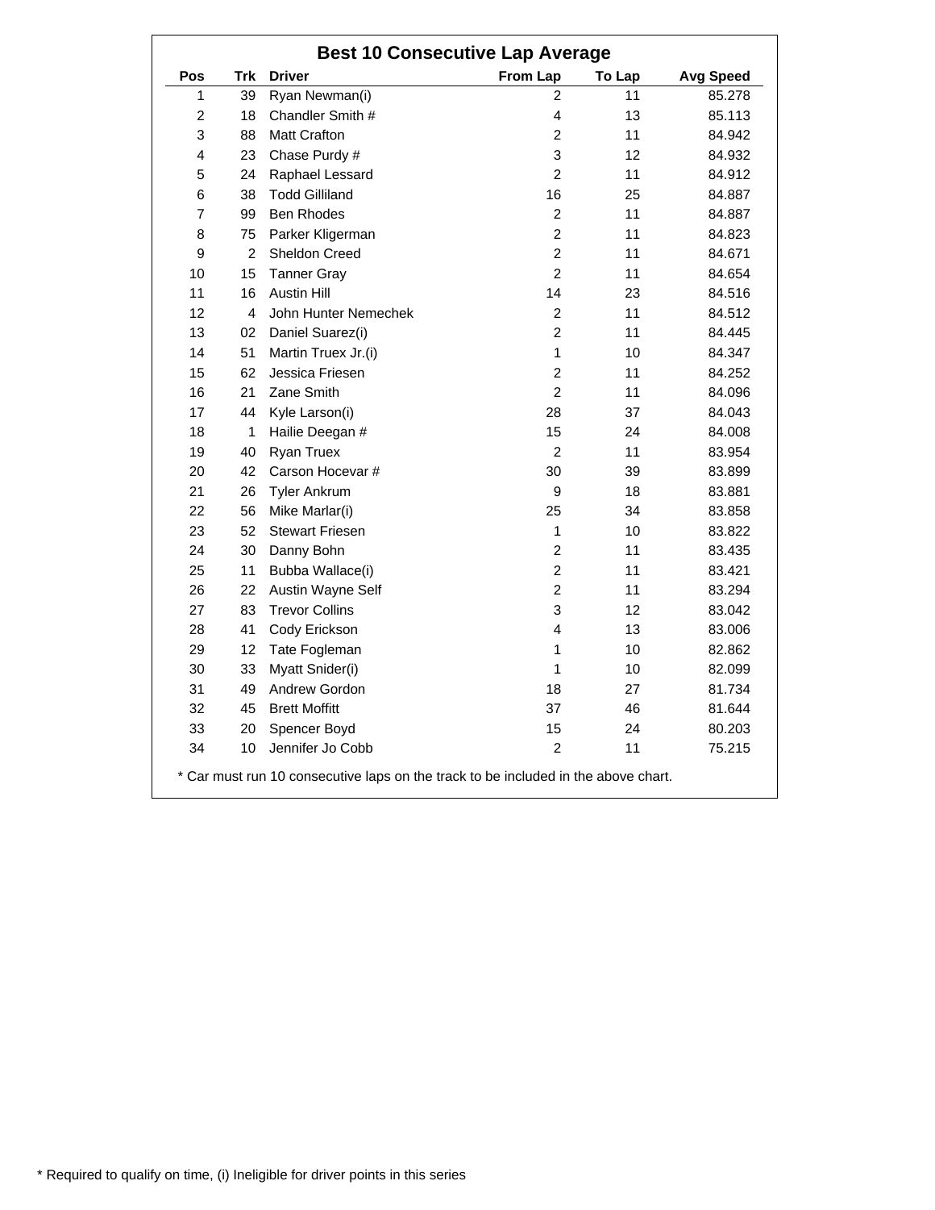## Best 10 Consecutive Lap Average

| Pos | Trk | Driver | From Lap | To Lap | Avg Speed |
|---|---|---|---|---|---|
| 1 | 39 | Ryan Newman(i) | 2 | 11 | 85.278 |
| 2 | 18 | Chandler Smith # | 4 | 13 | 85.113 |
| 3 | 88 | Matt Crafton | 2 | 11 | 84.942 |
| 4 | 23 | Chase Purdy # | 3 | 12 | 84.932 |
| 5 | 24 | Raphael Lessard | 2 | 11 | 84.912 |
| 6 | 38 | Todd Gilliland | 16 | 25 | 84.887 |
| 7 | 99 | Ben Rhodes | 2 | 11 | 84.887 |
| 8 | 75 | Parker Kligerman | 2 | 11 | 84.823 |
| 9 | 2 | Sheldon Creed | 2 | 11 | 84.671 |
| 10 | 15 | Tanner Gray | 2 | 11 | 84.654 |
| 11 | 16 | Austin Hill | 14 | 23 | 84.516 |
| 12 | 4 | John Hunter Nemechek | 2 | 11 | 84.512 |
| 13 | 02 | Daniel Suarez(i) | 2 | 11 | 84.445 |
| 14 | 51 | Martin Truex Jr.(i) | 1 | 10 | 84.347 |
| 15 | 62 | Jessica Friesen | 2 | 11 | 84.252 |
| 16 | 21 | Zane Smith | 2 | 11 | 84.096 |
| 17 | 44 | Kyle Larson(i) | 28 | 37 | 84.043 |
| 18 | 1 | Hailie Deegan # | 15 | 24 | 84.008 |
| 19 | 40 | Ryan Truex | 2 | 11 | 83.954 |
| 20 | 42 | Carson Hocevar # | 30 | 39 | 83.899 |
| 21 | 26 | Tyler Ankrum | 9 | 18 | 83.881 |
| 22 | 56 | Mike Marlar(i) | 25 | 34 | 83.858 |
| 23 | 52 | Stewart Friesen | 1 | 10 | 83.822 |
| 24 | 30 | Danny Bohn | 2 | 11 | 83.435 |
| 25 | 11 | Bubba Wallace(i) | 2 | 11 | 83.421 |
| 26 | 22 | Austin Wayne Self | 2 | 11 | 83.294 |
| 27 | 83 | Trevor Collins | 3 | 12 | 83.042 |
| 28 | 41 | Cody Erickson | 4 | 13 | 83.006 |
| 29 | 12 | Tate Fogleman | 1 | 10 | 82.862 |
| 30 | 33 | Myatt Snider(i) | 1 | 10 | 82.099 |
| 31 | 49 | Andrew Gordon | 18 | 27 | 81.734 |
| 32 | 45 | Brett Moffitt | 37 | 46 | 81.644 |
| 33 | 20 | Spencer Boyd | 15 | 24 | 80.203 |
| 34 | 10 | Jennifer Jo Cobb | 2 | 11 | 75.215 |

* Car must run 10 consecutive laps on the track to be included in the above chart.

* Required to qualify on time, (i) Ineligible for driver points in this series